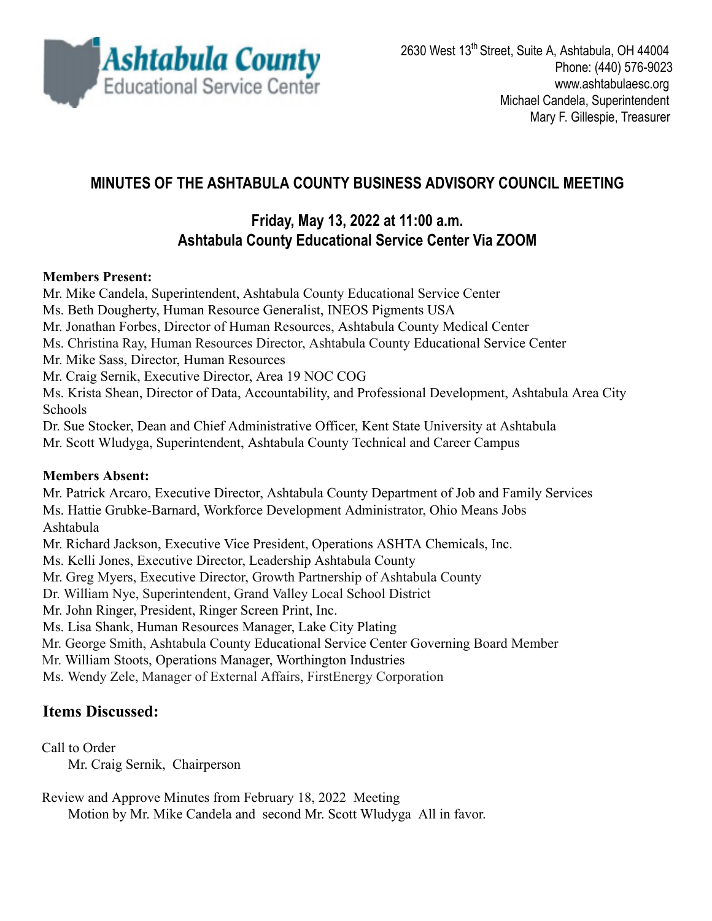**Ashtabula County**
Educational Service Center

2630 West 13th Street, Suite A, Ashtabula, OH 44004
Phone: (440) 576-9023
www.ashtabulaesc.org
Michael Candela, Superintendent
Mary F. Gillespie, Treasurer

## MINUTES OF THE ASHTABULA COUNTY BUSINESS ADVISORY COUNCIL MEETING

### Friday, May 13, 2022 at 11:00 a.m.
### Ashtabula County Educational Service Center Via ZOOM

**Members Present:**

Mr. Mike Candela, Superintendent, Ashtabula County Educational Service Center
Ms. Beth Dougherty, Human Resource Generalist, INEOS Pigments USA
Mr. Jonathan Forbes, Director of Human Resources, Ashtabula County Medical Center
Ms. Christina Ray, Human Resources Director, Ashtabula County Educational Service Center
Mr. Mike Sass, Director, Human Resources
Mr. Craig Sernik, Executive Director, Area 19 NOC COG
Ms. Krista Shean, Director of Data, Accountability, and Professional Development, Ashtabula Area City Schools
Dr. Sue Stocker, Dean and Chief Administrative Officer, Kent State University at Ashtabula
Mr. Scott Wludyga, Superintendent, Ashtabula County Technical and Career Campus

**Members Absent:**

Mr. Patrick Arcaro, Executive Director, Ashtabula County Department of Job and Family Services
Ms. Hattie Grubke-Barnard, Workforce Development Administrator, Ohio Means Jobs Ashtabula
Mr. Richard Jackson, Executive Vice President, Operations ASHTA Chemicals, Inc.
Ms. Kelli Jones, Executive Director, Leadership Ashtabula County
Mr. Greg Myers, Executive Director, Growth Partnership of Ashtabula County
Dr. William Nye, Superintendent, Grand Valley Local School District
Mr. John Ringer, President, Ringer Screen Print, Inc.
Ms. Lisa Shank, Human Resources Manager, Lake City Plating
Mr. George Smith, Ashtabula County Educational Service Center Governing Board Member
Mr. William Stoots, Operations Manager, Worthington Industries
Ms. Wendy Zele, Manager of External Affairs, FirstEnergy Corporation

## Items Discussed:

Call to Order
Mr. Craig Sernik, Chairperson

Review and Approve Minutes from February 18, 2022 Meeting
Motion by Mr. Mike Candela and second Mr. Scott Wludyga All in favor.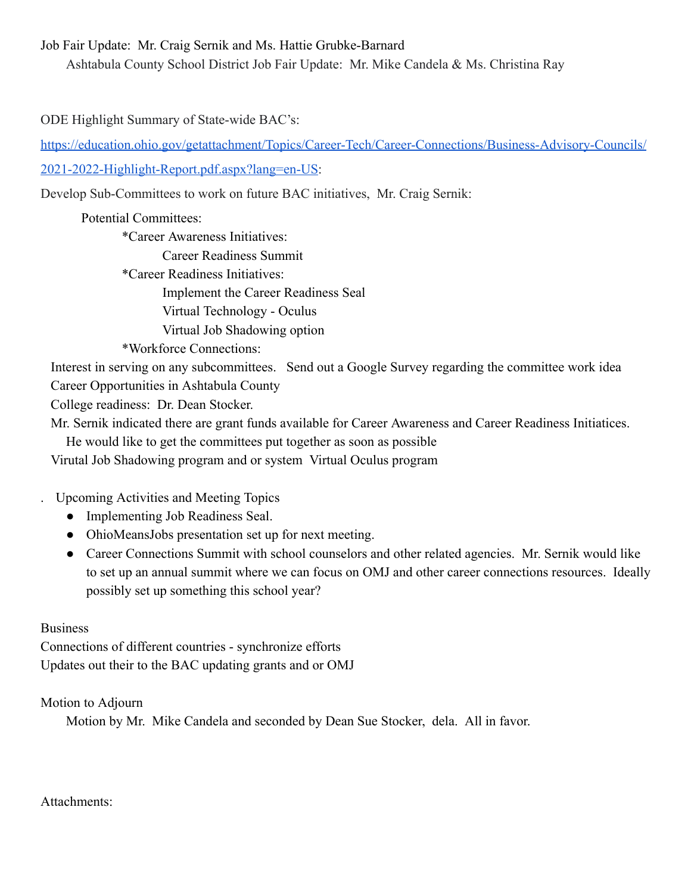Job Fair Update: Mr. Craig Sernik and Ms. Hattie Grubke-Barnard

Ashtabula County School District Job Fair Update: Mr. Mike Candela & Ms. Christina Ray

ODE Highlight Summary of State-wide BAC's:

https://education.ohio.gov/getattachment/Topics/Career-Tech/Career-Connections/Business-Advisory-Councils/2021-2022-Highlight-Report.pdf.aspx?lang=en-US:

Develop Sub-Committees to work on future BAC initiatives, Mr. Craig Sernik:

Potential Committees:

*Career Awareness Initiatives:
- Career Readiness Summit

*Career Readiness Initiatives:
- Implement the Career Readiness Seal
- Virtual Technology - Oculus
- Virtual Job Shadowing option

*Workforce Connections:

Interest in serving on any subcommittees. Send out a Google Survey regarding the committee work idea

Career Opportunities in Ashtabula County

College readiness: Dr. Dean Stocker.

Mr. Sernik indicated there are grant funds available for Career Awareness and Career Readiness Initiatices.
He would like to get the committees put together as soon as possible

Virutal Job Shadowing program and or system Virtual Oculus program

. Upcoming Activities and Meeting Topics

- Implementing Job Readiness Seal.
- OhioMeansJobs presentation set up for next meeting.
- Career Connections Summit with school counselors and other related agencies. Mr. Sernik would like to set up an annual summit where we can focus on OMJ and other career connections resources. Ideally possibly set up something this school year?

Business

Connections of different countries - synchronize efforts

Updates out their to the BAC updating grants and or OMJ

Motion to Adjourn

Motion by Mr. Mike Candela and seconded by Dean Sue Stocker, dela. All in favor.

Attachments: